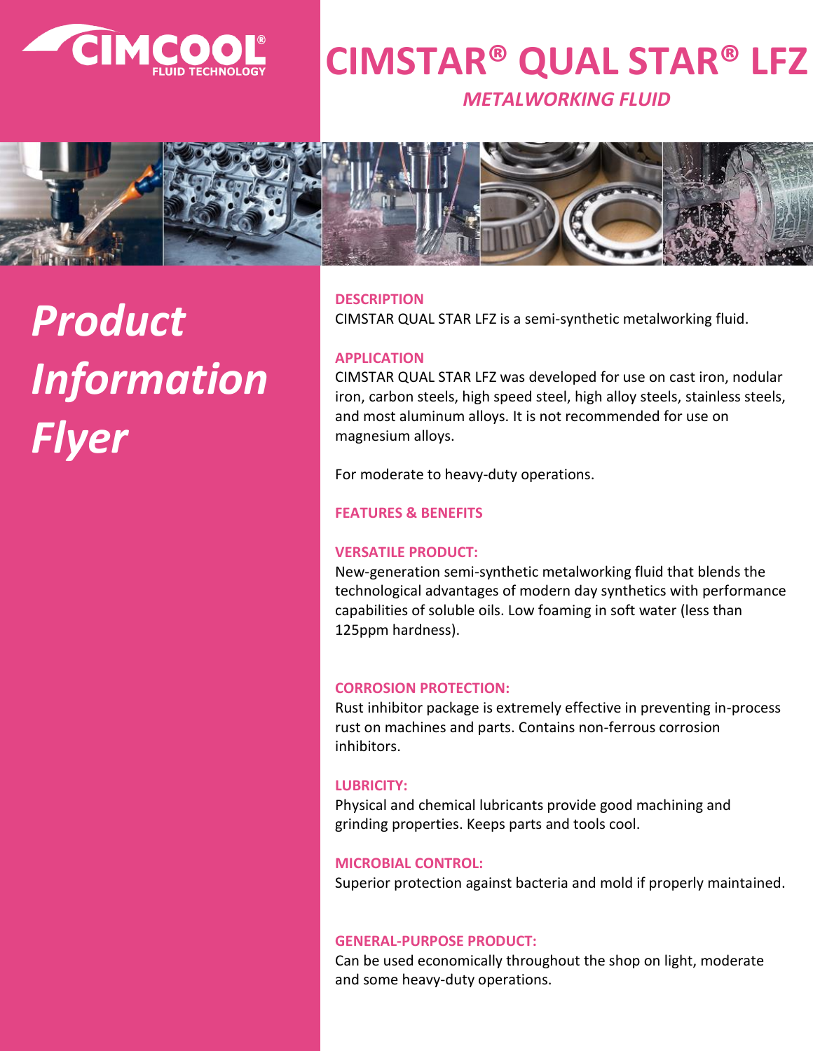# CIMSTAR® QUAL STAR® LFZ

*METALWORKING FLUID*

## *Product Information Flyer*

### DESCRIPTION

CIMSTAR QUAL STAR LFZ is a semi-synthetic metalworking fluid.

### APPLICATION

CIMSTAR QUAL STAR LFZ was developed for use on cast iron, nodular iron, carbon steels, high speed steel, high alloy steels, stainless steels, and most aluminum alloys. It is not recommended for use on magnesium alloys.

For moderate to heavy-duty operations.

### FEATURES & BENEFITS

#### VERSATILE PRODUCT:

New-generation semi-synthetic metalworking fluid that blends the technological advantages of modern day synthetics with performance capabilities of soluble oils. Low foaming in soft water (less than 125ppm hardness).

#### CORROSION PROTECTION:

Rust inhibitor package is extremely effective in preventing in-process rust on machines and parts. Contains non-ferrous corrosion inhibitors.

#### LUBRICITY:

Physical and chemical lubricants provide good machining and grinding properties. Keeps parts and tools cool.

#### MICROBIAL CONTROL:

Superior protection against bacteria and mold if properly maintained.

#### GENERAL-PURPOSE PRODUCT:

Can be used economically throughout the shop on light, moderate and some heavy-duty operations.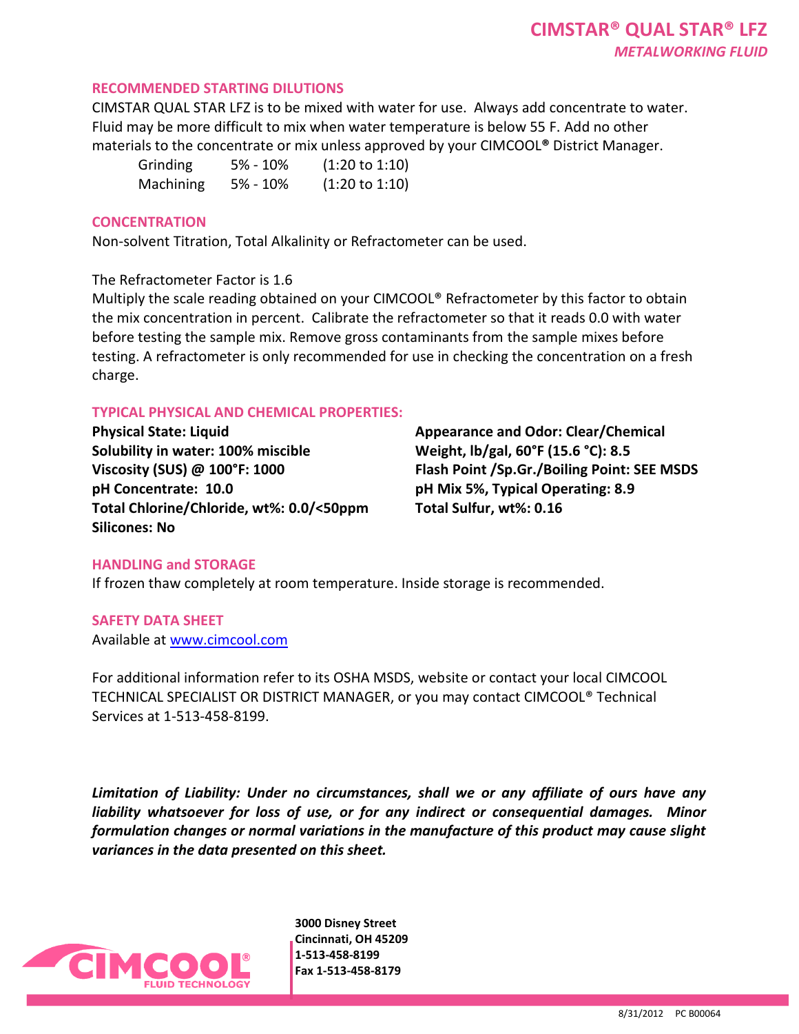# CIMSTAR® QUAL STAR® LFZ

*METALWORKING FLUID*

## RECOMMENDED STARTING DILUTIONS

CIMSTAR QUAL STAR LFZ is to be mixed with water for use. Always add concentrate to water. Fluid may be more difficult to mix when water temperature is below 55 F. Add no other materials to the concentrate or mix unless approved by your CIMCOOL® District Manager.

| | | |
|---|---|---|
| Grinding | 5% - 10% | (1:20 to 1:10) |
| Machining | 5% - 10% | (1:20 to 1:10) |

## CONCENTRATION

Non-solvent Titration, Total Alkalinity or Refractometer can be used.

The Refractometer Factor is 1.6

Multiply the scale reading obtained on your CIMCOOL® Refractometer by this factor to obtain the mix concentration in percent. Calibrate the refractometer so that it reads 0.0 with water before testing the sample mix. Remove gross contaminants from the sample mixes before testing. A refractometer is only recommended for use in checking the concentration on a fresh charge.

## TYPICAL PHYSICAL AND CHEMICAL PROPERTIES:

**Physical State: Liquid**

**Solubility in water: 100% miscible**

**Viscosity (SUS) @ 100°F: 1000**

**pH Concentrate: 10.0**

**Total Chlorine/Chloride, wt%: 0.0/<50ppm**

**Silicones: No**

**Appearance and Odor: Clear/Chemical**

**Weight, lb/gal, 60°F (15.6 °C): 8.5**

**Flash Point /Sp.Gr./Boiling Point: SEE MSDS**

**pH Mix 5%, Typical Operating: 8.9**

**Total Sulfur, wt%: 0.16**

## HANDLING and STORAGE

If frozen thaw completely at room temperature. Inside storage is recommended.

## SAFETY DATA SHEET

Available at www.cimcool.com

For additional information refer to its OSHA MSDS, website or contact your local CIMCOOL TECHNICAL SPECIALIST OR DISTRICT MANAGER, or you may contact CIMCOOL® Technical Services at 1-513-458-8199.

***Limitation of Liability: Under no circumstances, shall we or any affiliate of ours have any liability whatsoever for loss of use, or for any indirect or consequential damages. Minor formulation changes or normal variations in the manufacture of this product may cause slight variances in the data presented on this sheet.***

CIMCOOL® FLUID TECHNOLOGY

**3000 Disney Street**
**Cincinnati, OH 45209**
**1-513-458-8199**
**Fax 1-513-458-8179**

8/31/2012 PC B00064